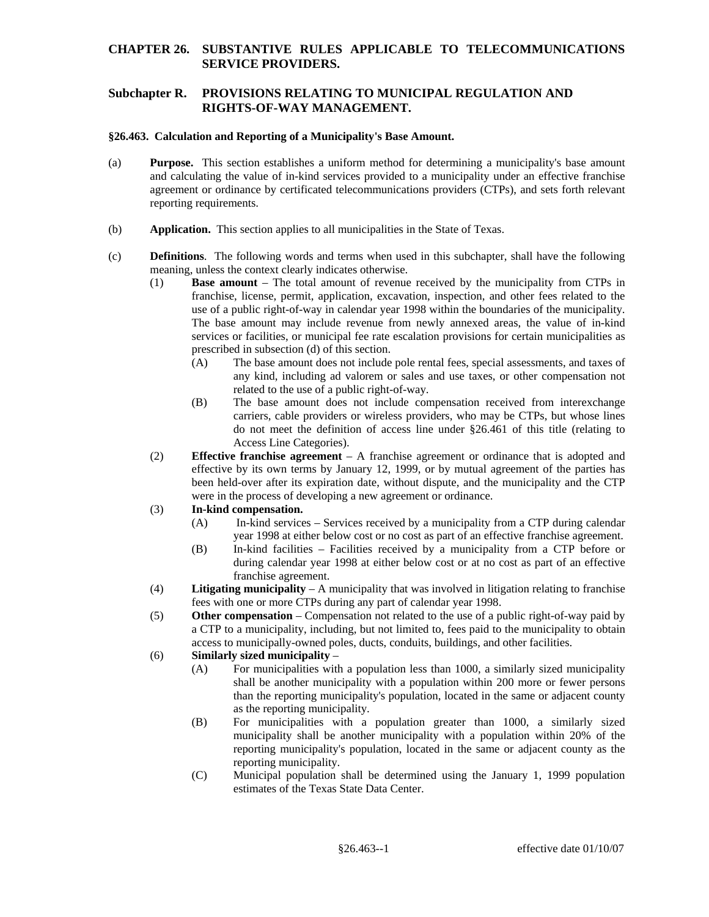# CHAPTER 26. SUBSTANTIVE RULES APPLICABLE TO TELECOMMUNICATIONS SERVICE PROVIDERS.

## Subchapter R. PROVISIONS RELATING TO MUNICIPAL REGULATION AND RIGHTS-OF-WAY MANAGEMENT.

### §26.463. Calculation and Reporting of a Municipality's Base Amount.

(a) **Purpose.** This section establishes a uniform method for determining a municipality's base amount and calculating the value of in-kind services provided to a municipality under an effective franchise agreement or ordinance by certificated telecommunications providers (CTPs), and sets forth relevant reporting requirements.

(b) **Application.** This section applies to all municipalities in the State of Texas.

(c) **Definitions**. The following words and terms when used in this subchapter, shall have the following meaning, unless the context clearly indicates otherwise.

(1) **Base amount** – The total amount of revenue received by the municipality from CTPs in franchise, license, permit, application, excavation, inspection, and other fees related to the use of a public right-of-way in calendar year 1998 within the boundaries of the municipality. The base amount may include revenue from newly annexed areas, the value of in-kind services or facilities, or municipal fee rate escalation provisions for certain municipalities as prescribed in subsection (d) of this section.

(A) The base amount does not include pole rental fees, special assessments, and taxes of any kind, including ad valorem or sales and use taxes, or other compensation not related to the use of a public right-of-way.

(B) The base amount does not include compensation received from interexchange carriers, cable providers or wireless providers, who may be CTPs, but whose lines do not meet the definition of access line under §26.461 of this title (relating to Access Line Categories).

(2) **Effective franchise agreement** – A franchise agreement or ordinance that is adopted and effective by its own terms by January 12, 1999, or by mutual agreement of the parties has been held-over after its expiration date, without dispute, and the municipality and the CTP were in the process of developing a new agreement or ordinance.

(3) **In-kind compensation.**

(A) In-kind services – Services received by a municipality from a CTP during calendar year 1998 at either below cost or no cost as part of an effective franchise agreement.

(B) In-kind facilities – Facilities received by a municipality from a CTP before or during calendar year 1998 at either below cost or at no cost as part of an effective franchise agreement.

(4) **Litigating municipality** – A municipality that was involved in litigation relating to franchise fees with one or more CTPs during any part of calendar year 1998.

(5) **Other compensation** – Compensation not related to the use of a public right-of-way paid by a CTP to a municipality, including, but not limited to, fees paid to the municipality to obtain access to municipally-owned poles, ducts, conduits, buildings, and other facilities.

(6) **Similarly sized municipality** –

(A) For municipalities with a population less than 1000, a similarly sized municipality shall be another municipality with a population within 200 more or fewer persons than the reporting municipality's population, located in the same or adjacent county as the reporting municipality.

(B) For municipalities with a population greater than 1000, a similarly sized municipality shall be another municipality with a population within 20% of the reporting municipality's population, located in the same or adjacent county as the reporting municipality.

(C) Municipal population shall be determined using the January 1, 1999 population estimates of the Texas State Data Center.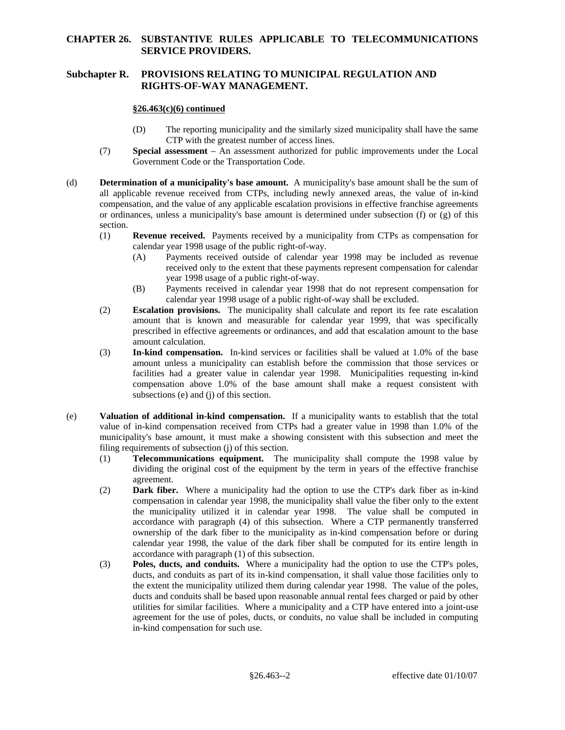**§26.463(c)(6) continued**

(D) The reporting municipality and the similarly sized municipality shall have the same CTP with the greatest number of access lines.

(7) **Special assessment** – An assessment authorized for public improvements under the Local Government Code or the Transportation Code.

(d) **Determination of a municipality's base amount.** A municipality's base amount shall be the sum of all applicable revenue received from CTPs, including newly annexed areas, the value of in-kind compensation, and the value of any applicable escalation provisions in effective franchise agreements or ordinances, unless a municipality's base amount is determined under subsection (f) or (g) of this section.

(1) **Revenue received.** Payments received by a municipality from CTPs as compensation for calendar year 1998 usage of the public right-of-way.

(A) Payments received outside of calendar year 1998 may be included as revenue received only to the extent that these payments represent compensation for calendar year 1998 usage of a public right-of-way.

(B) Payments received in calendar year 1998 that do not represent compensation for calendar year 1998 usage of a public right-of-way shall be excluded.

(2) **Escalation provisions.** The municipality shall calculate and report its fee rate escalation amount that is known and measurable for calendar year 1999, that was specifically prescribed in effective agreements or ordinances, and add that escalation amount to the base amount calculation.

(3) **In-kind compensation.** In-kind services or facilities shall be valued at 1.0% of the base amount unless a municipality can establish before the commission that those services or facilities had a greater value in calendar year 1998. Municipalities requesting in-kind compensation above 1.0% of the base amount shall make a request consistent with subsections (e) and (j) of this section.

(e) **Valuation of additional in-kind compensation.** If a municipality wants to establish that the total value of in-kind compensation received from CTPs had a greater value in 1998 than 1.0% of the municipality's base amount, it must make a showing consistent with this subsection and meet the filing requirements of subsection (j) of this section.

(1) **Telecommunications equipment.** The municipality shall compute the 1998 value by dividing the original cost of the equipment by the term in years of the effective franchise agreement.

(2) **Dark fiber.** Where a municipality had the option to use the CTP's dark fiber as in-kind compensation in calendar year 1998, the municipality shall value the fiber only to the extent the municipality utilized it in calendar year 1998. The value shall be computed in accordance with paragraph (4) of this subsection. Where a CTP permanently transferred ownership of the dark fiber to the municipality as in-kind compensation before or during calendar year 1998, the value of the dark fiber shall be computed for its entire length in accordance with paragraph (1) of this subsection.

(3) **Poles, ducts, and conduits.** Where a municipality had the option to use the CTP's poles, ducts, and conduits as part of its in-kind compensation, it shall value those facilities only to the extent the municipality utilized them during calendar year 1998. The value of the poles, ducts and conduits shall be based upon reasonable annual rental fees charged or paid by other utilities for similar facilities. Where a municipality and a CTP have entered into a joint-use agreement for the use of poles, ducts, or conduits, no value shall be included in computing in-kind compensation for such use.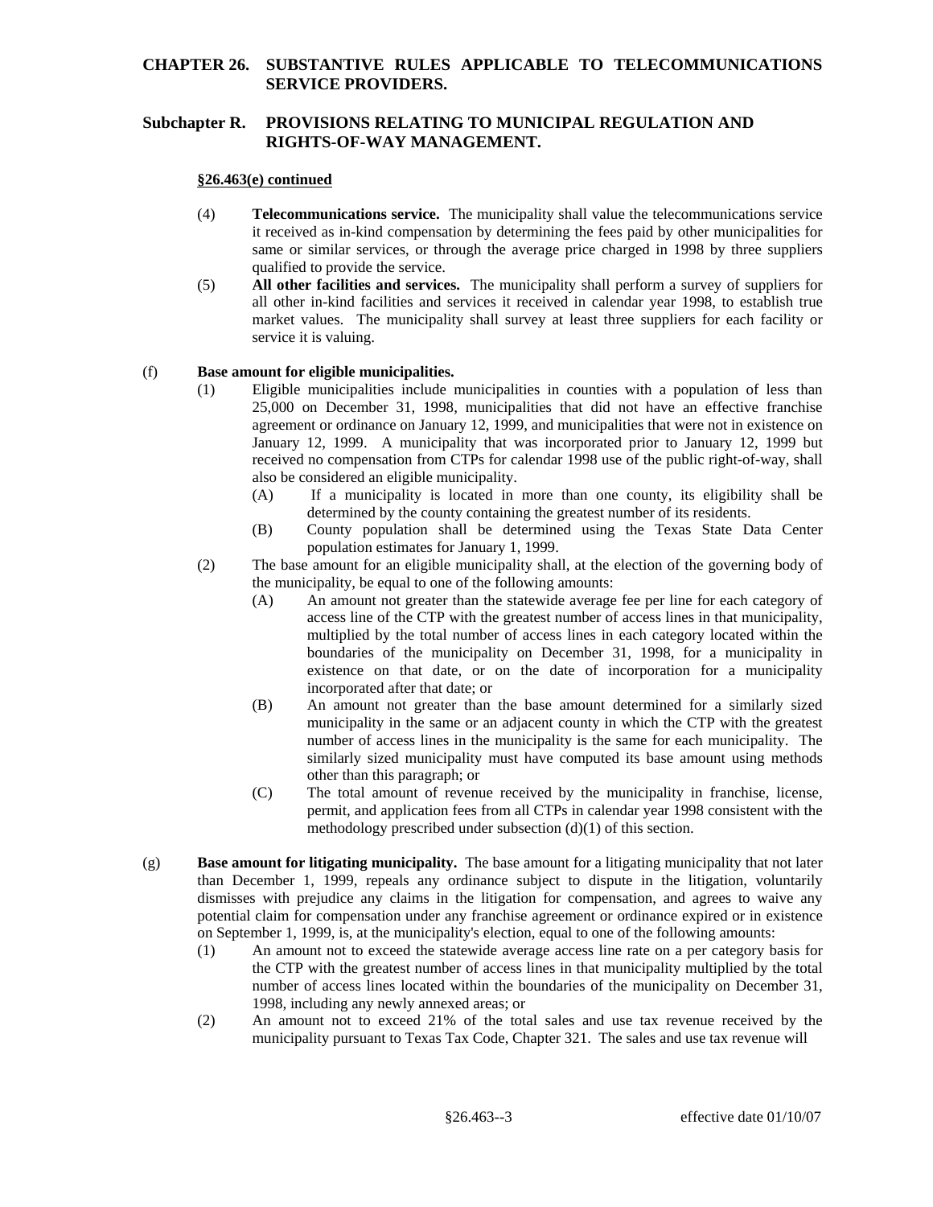**§26.463(e) continued**

(4) **Telecommunications service.** The municipality shall value the telecommunications service it received as in-kind compensation by determining the fees paid by other municipalities for same or similar services, or through the average price charged in 1998 by three suppliers qualified to provide the service.

(5) **All other facilities and services.** The municipality shall perform a survey of suppliers for all other in-kind facilities and services it received in calendar year 1998, to establish true market values. The municipality shall survey at least three suppliers for each facility or service it is valuing.

(f) **Base amount for eligible municipalities.**

(1) Eligible municipalities include municipalities in counties with a population of less than 25,000 on December 31, 1998, municipalities that did not have an effective franchise agreement or ordinance on January 12, 1999, and municipalities that were not in existence on January 12, 1999. A municipality that was incorporated prior to January 12, 1999 but received no compensation from CTPs for calendar 1998 use of the public right-of-way, shall also be considered an eligible municipality.

(A) If a municipality is located in more than one county, its eligibility shall be determined by the county containing the greatest number of its residents.

(B) County population shall be determined using the Texas State Data Center population estimates for January 1, 1999.

(2) The base amount for an eligible municipality shall, at the election of the governing body of the municipality, be equal to one of the following amounts:

(A) An amount not greater than the statewide average fee per line for each category of access line of the CTP with the greatest number of access lines in that municipality, multiplied by the total number of access lines in each category located within the boundaries of the municipality on December 31, 1998, for a municipality in existence on that date, or on the date of incorporation for a municipality incorporated after that date; or

(B) An amount not greater than the base amount determined for a similarly sized municipality in the same or an adjacent county in which the CTP with the greatest number of access lines in the municipality is the same for each municipality. The similarly sized municipality must have computed its base amount using methods other than this paragraph; or

(C) The total amount of revenue received by the municipality in franchise, license, permit, and application fees from all CTPs in calendar year 1998 consistent with the methodology prescribed under subsection (d)(1) of this section.

(g) **Base amount for litigating municipality.** The base amount for a litigating municipality that not later than December 1, 1999, repeals any ordinance subject to dispute in the litigation, voluntarily dismisses with prejudice any claims in the litigation for compensation, and agrees to waive any potential claim for compensation under any franchise agreement or ordinance expired or in existence on September 1, 1999, is, at the municipality's election, equal to one of the following amounts:

(1) An amount not to exceed the statewide average access line rate on a per category basis for the CTP with the greatest number of access lines in that municipality multiplied by the total number of access lines located within the boundaries of the municipality on December 31, 1998, including any newly annexed areas; or

(2) An amount not to exceed 21% of the total sales and use tax revenue received by the municipality pursuant to Texas Tax Code, Chapter 321. The sales and use tax revenue will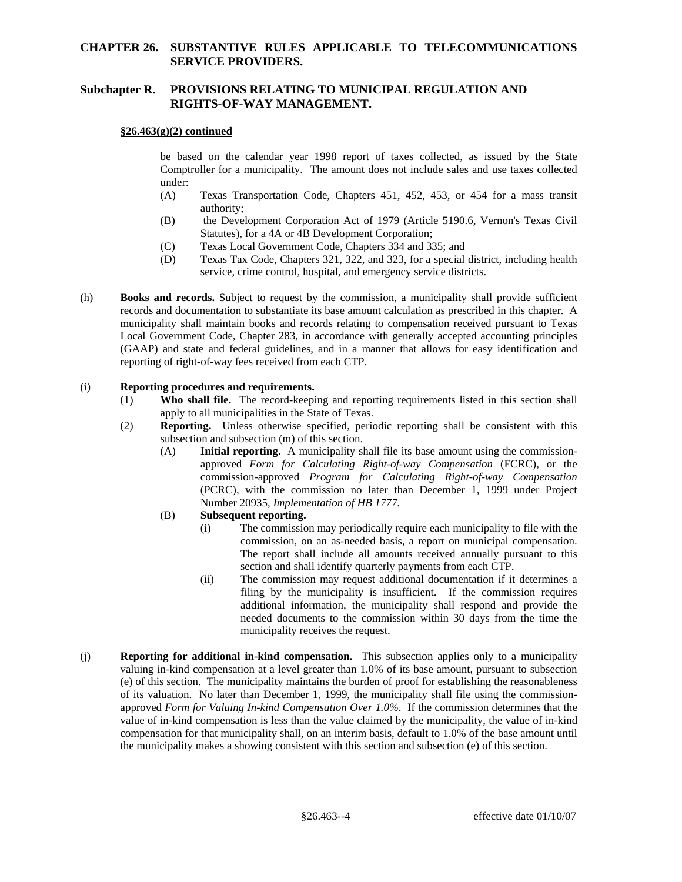## CHAPTER 26. SUBSTANTIVE RULES APPLICABLE TO TELECOMMUNICATIONS SERVICE PROVIDERS.

## Subchapter R. PROVISIONS RELATING TO MUNICIPAL REGULATION AND RIGHTS-OF-WAY MANAGEMENT.

**§26.463(g)(2) continued**

be based on the calendar year 1998 report of taxes collected, as issued by the State Comptroller for a municipality. The amount does not include sales and use taxes collected under:

- (A) Texas Transportation Code, Chapters 451, 452, 453, or 454 for a mass transit authority;
- (B) the Development Corporation Act of 1979 (Article 5190.6, Vernon's Texas Civil Statutes), for a 4A or 4B Development Corporation;
- (C) Texas Local Government Code, Chapters 334 and 335; and
- (D) Texas Tax Code, Chapters 321, 322, and 323, for a special district, including health service, crime control, hospital, and emergency service districts.

(h) **Books and records.** Subject to request by the commission, a municipality shall provide sufficient records and documentation to substantiate its base amount calculation as prescribed in this chapter. A municipality shall maintain books and records relating to compensation received pursuant to Texas Local Government Code, Chapter 283, in accordance with generally accepted accounting principles (GAAP) and state and federal guidelines, and in a manner that allows for easy identification and reporting of right-of-way fees received from each CTP.

(i) **Reporting procedures and requirements.**

- (1) **Who shall file.** The record-keeping and reporting requirements listed in this section shall apply to all municipalities in the State of Texas.
- (2) **Reporting.** Unless otherwise specified, periodic reporting shall be consistent with this subsection and subsection (m) of this section.
  - (A) **Initial reporting.** A municipality shall file its base amount using the commission-approved *Form for Calculating Right-of-way Compensation* (FCRC), or the commission-approved *Program for Calculating Right-of-way Compensation* (PCRC), with the commission no later than December 1, 1999 under Project Number 20935, *Implementation of HB 1777*.
  - (B) **Subsequent reporting.**
    - (i) The commission may periodically require each municipality to file with the commission, on an as-needed basis, a report on municipal compensation. The report shall include all amounts received annually pursuant to this section and shall identify quarterly payments from each CTP.
    - (ii) The commission may request additional documentation if it determines a filing by the municipality is insufficient. If the commission requires additional information, the municipality shall respond and provide the needed documents to the commission within 30 days from the time the municipality receives the request.

(j) **Reporting for additional in-kind compensation.** This subsection applies only to a municipality valuing in-kind compensation at a level greater than 1.0% of its base amount, pursuant to subsection (e) of this section. The municipality maintains the burden of proof for establishing the reasonableness of its valuation. No later than December 1, 1999, the municipality shall file using the commission-approved *Form for Valuing In-kind Compensation Over 1.0%*. If the commission determines that the value of in-kind compensation is less than the value claimed by the municipality, the value of in-kind compensation for that municipality shall, on an interim basis, default to 1.0% of the base amount until the municipality makes a showing consistent with this section and subsection (e) of this section.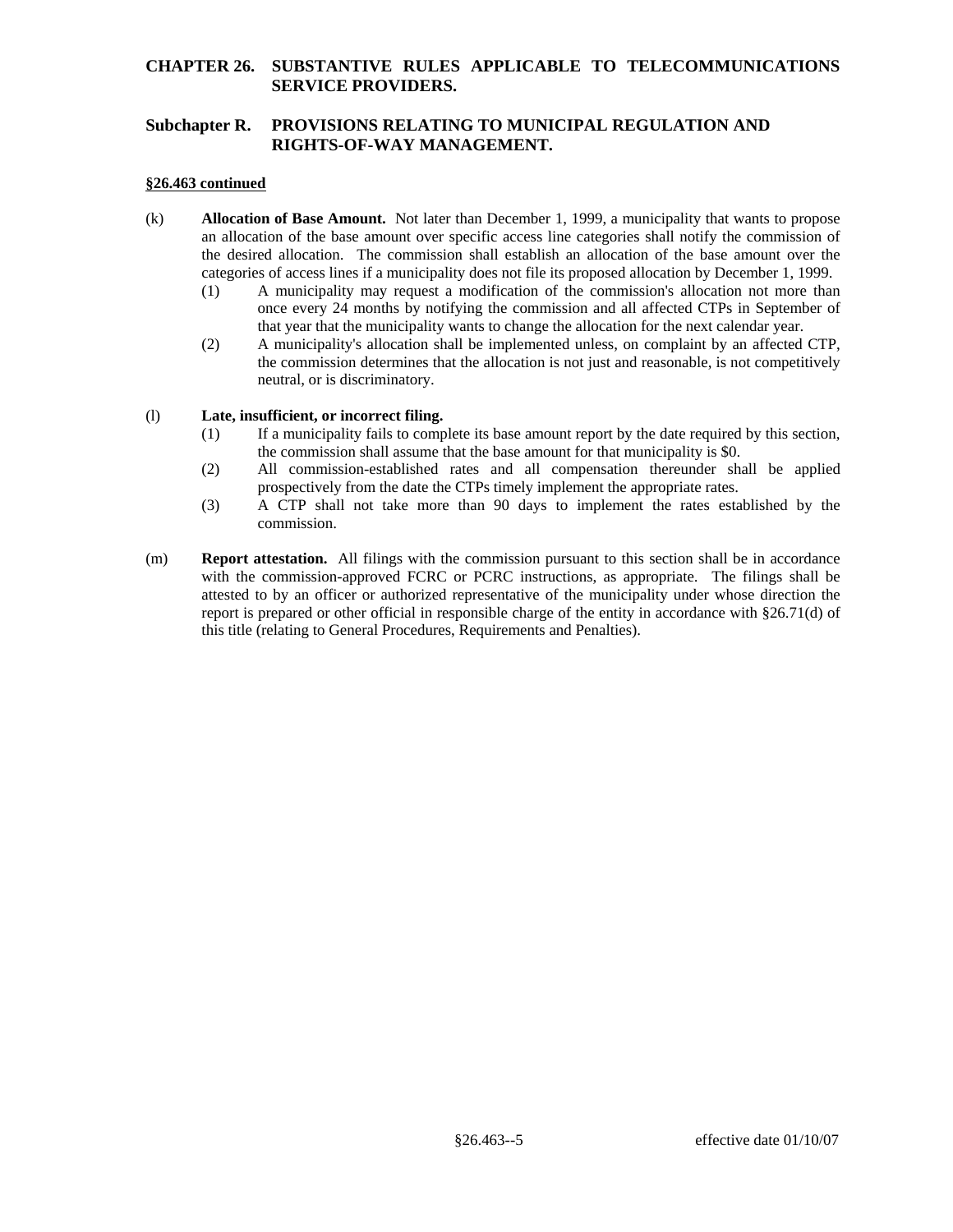**§26.463 continued**

(k) **Allocation of Base Amount.** Not later than December 1, 1999, a municipality that wants to propose an allocation of the base amount over specific access line categories shall notify the commission of the desired allocation. The commission shall establish an allocation of the base amount over the categories of access lines if a municipality does not file its proposed allocation by December 1, 1999.

(1) A municipality may request a modification of the commission's allocation not more than once every 24 months by notifying the commission and all affected CTPs in September of that year that the municipality wants to change the allocation for the next calendar year.

(2) A municipality's allocation shall be implemented unless, on complaint by an affected CTP, the commission determines that the allocation is not just and reasonable, is not competitively neutral, or is discriminatory.

(l) **Late, insufficient, or incorrect filing.**

(1) If a municipality fails to complete its base amount report by the date required by this section, the commission shall assume that the base amount for that municipality is $0.

(2) All commission-established rates and all compensation thereunder shall be applied prospectively from the date the CTPs timely implement the appropriate rates.

(3) A CTP shall not take more than 90 days to implement the rates established by the commission.

(m) **Report attestation.** All filings with the commission pursuant to this section shall be in accordance with the commission-approved FCRC or PCRC instructions, as appropriate. The filings shall be attested to by an officer or authorized representative of the municipality under whose direction the report is prepared or other official in responsible charge of the entity in accordance with §26.71(d) of this title (relating to General Procedures, Requirements and Penalties).